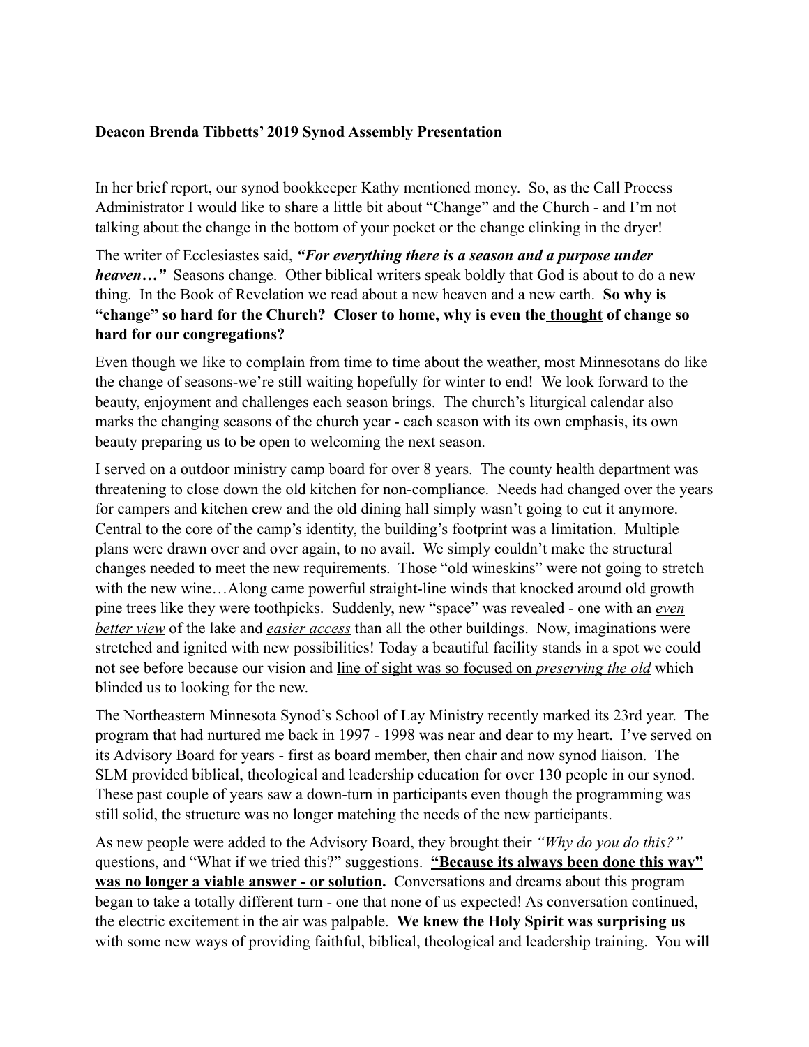**Deacon Brenda Tibbetts' 2019 Synod Assembly Presentation**

In her brief report, our synod bookkeeper Kathy mentioned money. So, as the Call Process Administrator I would like to share a little bit about "Change" and the Church - and I'm not talking about the change in the bottom of your pocket or the change clinking in the dryer!

The writer of Ecclesiastes said, ***"For everything there is a season and a purpose under heaven…"*** Seasons change. Other biblical writers speak boldly that God is about to do a new thing. In the Book of Revelation we read about a new heaven and a new earth. **So why is "change" so hard for the Church? Closer to home, why is even the <u>thought</u> of change so hard for our congregations?**

Even though we like to complain from time to time about the weather, most Minnesotans do like the change of seasons-we're still waiting hopefully for winter to end! We look forward to the beauty, enjoyment and challenges each season brings. The church's liturgical calendar also marks the changing seasons of the church year - each season with its own emphasis, its own beauty preparing us to be open to welcoming the next season.

I served on a outdoor ministry camp board for over 8 years. The county health department was threatening to close down the old kitchen for non-compliance. Needs had changed over the years for campers and kitchen crew and the old dining hall simply wasn't going to cut it anymore. Central to the core of the camp's identity, the building's footprint was a limitation. Multiple plans were drawn over and over again, to no avail. We simply couldn't make the structural changes needed to meet the new requirements. Those "old wineskins" were not going to stretch with the new wine…Along came powerful straight-line winds that knocked around old growth pine trees like they were toothpicks. Suddenly, new "space" was revealed - one with an <u>*even better view*</u> of the lake and <u>*easier access*</u> than all the other buildings. Now, imaginations were stretched and ignited with new possibilities! Today a beautiful facility stands in a spot we could not see before because our vision and <u>line of sight was so focused on *preserving the old*</u> which blinded us to looking for the new.

The Northeastern Minnesota Synod's School of Lay Ministry recently marked its 23rd year. The program that had nurtured me back in 1997 - 1998 was near and dear to my heart. I've served on its Advisory Board for years - first as board member, then chair and now synod liaison. The SLM provided biblical, theological and leadership education for over 130 people in our synod. These past couple of years saw a down-turn in participants even though the programming was still solid, the structure was no longer matching the needs of the new participants.

As new people were added to the Advisory Board, they brought their *"Why do you do this?"* questions, and "What if we tried this?" suggestions. **<u>"Because its always been done this way" was no longer a viable answer - or solution</u>.** Conversations and dreams about this program began to take a totally different turn - one that none of us expected! As conversation continued, the electric excitement in the air was palpable. **We knew the Holy Spirit was surprising us** with some new ways of providing faithful, biblical, theological and leadership training. You will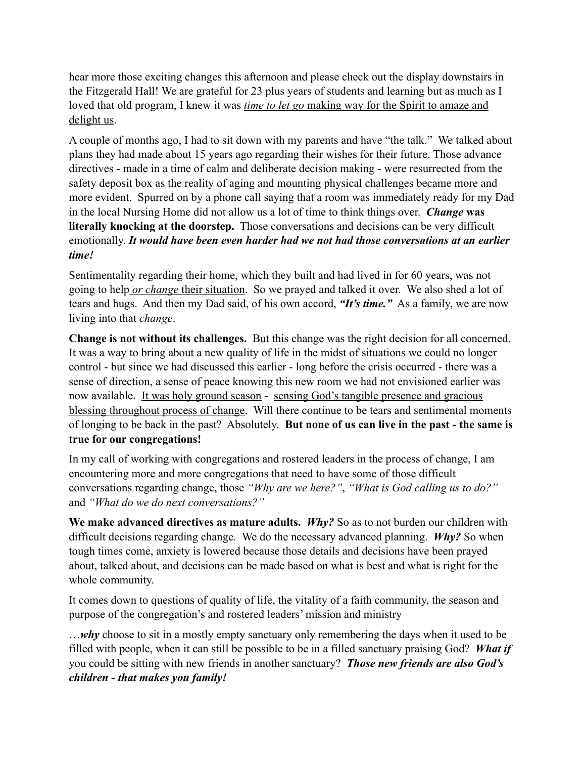hear more those exciting changes this afternoon and please check out the display downstairs in the Fitzgerald Hall! We are grateful for 23 plus years of students and learning but as much as I loved that old program, I knew it was <u>*time to let go* making way for the Spirit to amaze and delight us</u>.

A couple of months ago, I had to sit down with my parents and have "the talk." We talked about plans they had made about 15 years ago regarding their wishes for their future. Those advance directives - made in a time of calm and deliberate decision making - were resurrected from the safety deposit box as the reality of aging and mounting physical challenges became more and more evident. Spurred on by a phone call saying that a room was immediately ready for my Dad in the local Nursing Home did not allow us a lot of time to think things over. ***Change* was literally knocking at the doorstep.** Those conversations and decisions can be very difficult emotionally. ***It would have been even harder had we not had those conversations at an earlier time!***

Sentimentality regarding their home, which they built and had lived in for 60 years, was not going to help <u>*or change* their situation</u>. So we prayed and talked it over. We also shed a lot of tears and hugs. And then my Dad said, of his own accord, ***"It's time."*** As a family, we are now living into that *change*.

**Change is not without its challenges.** But this change was the right decision for all concerned. It was a way to bring about a new quality of life in the midst of situations we could no longer control - but since we had discussed this earlier - long before the crisis occurred - there was a sense of direction, a sense of peace knowing this new room we had not envisioned earlier was now available. <u>It was holy ground season</u> - <u>sensing God's tangible presence and gracious blessing throughout process of change</u>. Will there continue to be tears and sentimental moments of longing to be back in the past? Absolutely. **But none of us can live in the past - the same is true for our congregations!**

In my call of working with congregations and rostered leaders in the process of change, I am encountering more and more congregations that need to have some of those difficult conversations regarding change, those *"Why are we here?"*, *"What is God calling us to do?"* and *"What do we do next conversations?"*

**We make advanced directives as mature adults.** ***Why?*** So as to not burden our children with difficult decisions regarding change. We do the necessary advanced planning. ***Why?*** So when tough times come, anxiety is lowered because those details and decisions have been prayed about, talked about, and decisions can be made based on what is best and what is right for the whole community.

It comes down to questions of quality of life, the vitality of a faith community, the season and purpose of the congregation's and rostered leaders' mission and ministry

…***why*** choose to sit in a mostly empty sanctuary only remembering the days when it used to be filled with people, when it can still be possible to be in a filled sanctuary praising God? ***What if*** you could be sitting with new friends in another sanctuary? ***Those new friends are also God's children - that makes you family!***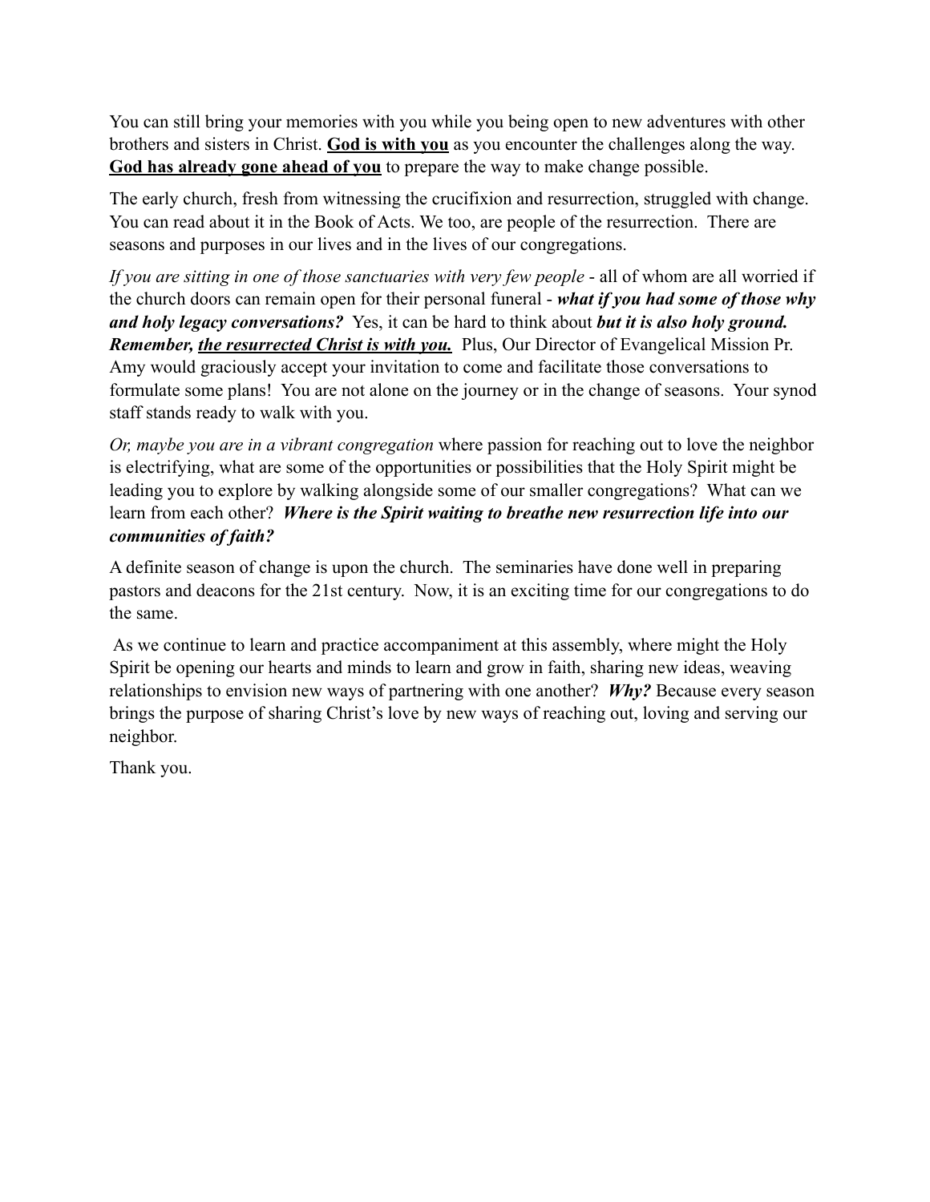You can still bring your memories with you while you being open to new adventures with other brothers and sisters in Christ. <u>**God is with you**</u> as you encounter the challenges along the way. <u>**God has already gone ahead of you**</u> to prepare the way to make change possible.

The early church, fresh from witnessing the crucifixion and resurrection, struggled with change. You can read about it in the Book of Acts. We too, are people of the resurrection. There are seasons and purposes in our lives and in the lives of our congregations.

*If you are sitting in one of those sanctuaries with very few people* - all of whom are all worried if the church doors can remain open for their personal funeral - ***what if you had some of those why and holy legacy conversations?*** Yes, it can be hard to think about ***but it is also holy ground. Remember, <u>the resurrected Christ is with you.</u>*** Plus, Our Director of Evangelical Mission Pr. Amy would graciously accept your invitation to come and facilitate those conversations to formulate some plans! You are not alone on the journey or in the change of seasons. Your synod staff stands ready to walk with you.

*Or, maybe you are in a vibrant congregation* where passion for reaching out to love the neighbor is electrifying, what are some of the opportunities or possibilities that the Holy Spirit might be leading you to explore by walking alongside some of our smaller congregations? What can we learn from each other? ***Where is the Spirit waiting to breathe new resurrection life into our communities of faith?***

A definite season of change is upon the church. The seminaries have done well in preparing pastors and deacons for the 21st century. Now, it is an exciting time for our congregations to do the same.

As we continue to learn and practice accompaniment at this assembly, where might the Holy Spirit be opening our hearts and minds to learn and grow in faith, sharing new ideas, weaving relationships to envision new ways of partnering with one another? ***Why?*** Because every season brings the purpose of sharing Christ's love by new ways of reaching out, loving and serving our neighbor.

Thank you.